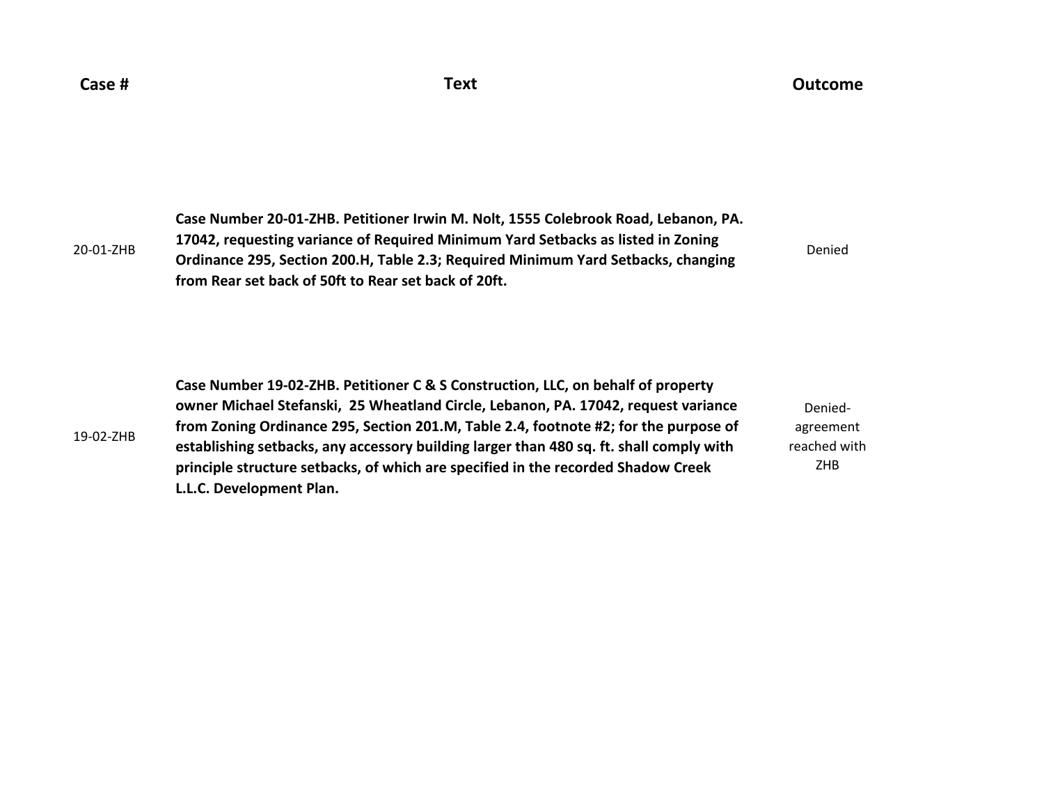| Case # | Text | Outcome |
|---|---|---|
| 20-01-ZHB | **Case Number 20-01-ZHB. Petitioner Irwin M. Nolt, 1555 Colebrook Road, Lebanon, PA. 17042, requesting variance of Required Minimum Yard Setbacks as listed in Zoning Ordinance 295, Section 200.H, Table 2.3; Required Minimum Yard Setbacks, changing from Rear set back of 50ft to Rear set back of 20ft.** | Denied |
| 19-02-ZHB | **Case Number 19-02-ZHB. Petitioner C & S Construction, LLC, on behalf of property owner Michael Stefanski, 25 Wheatland Circle, Lebanon, PA. 17042, request variance from Zoning Ordinance 295, Section 201.M, Table 2.4, footnote #2; for the purpose of establishing setbacks, any accessory building larger than 480 sq. ft. shall comply with principle structure setbacks, of which are specified in the recorded Shadow Creek L.L.C. Development Plan.** | Denied-agreement reached with ZHB |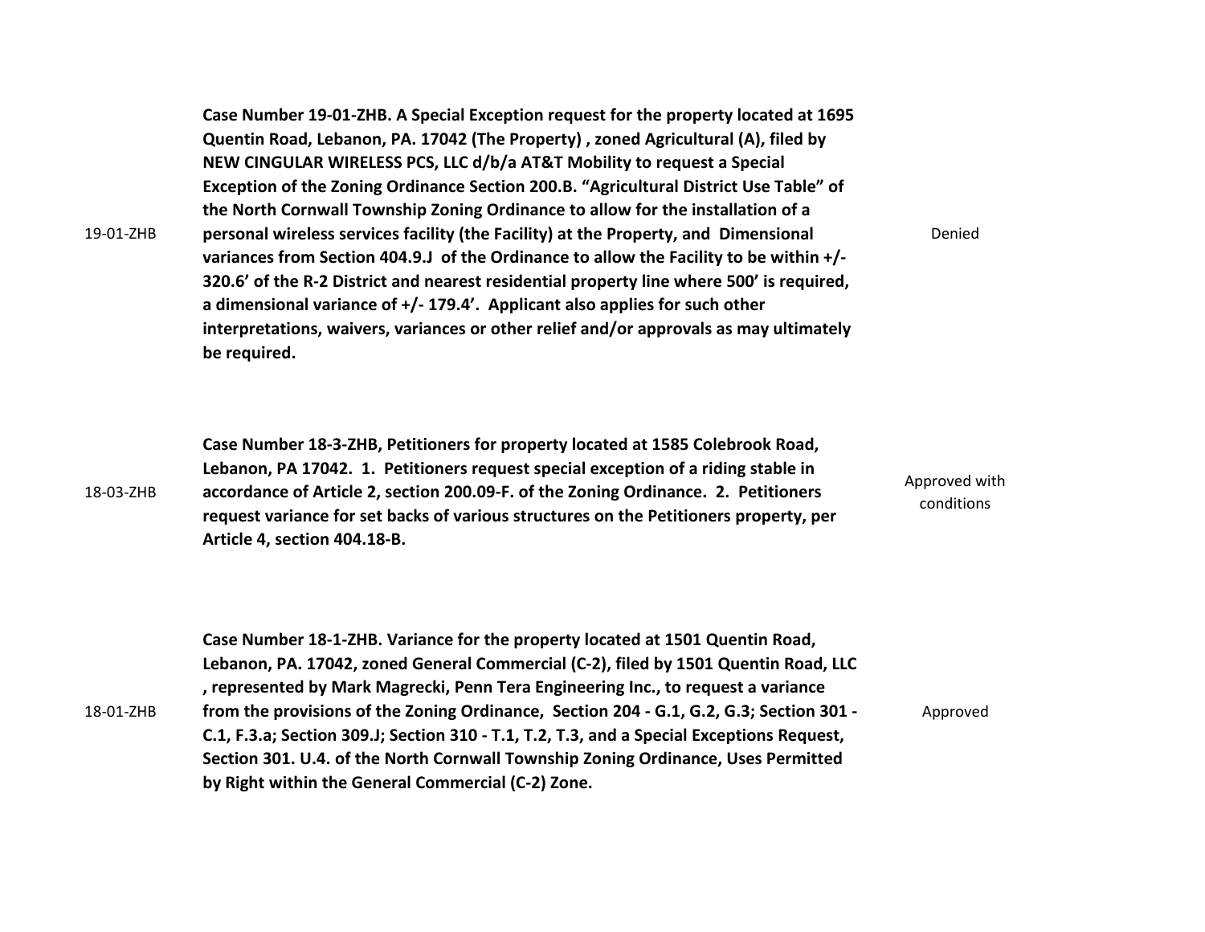| | | |
|---|---|---|
| 19-01-ZHB | **Case Number 19-01-ZHB. A Special Exception request for the property located at 1695 Quentin Road, Lebanon, PA. 17042 (The Property) , zoned Agricultural (A), filed by NEW CINGULAR WIRELESS PCS, LLC d/b/a AT&T Mobility to request a Special Exception of the Zoning Ordinance Section 200.B. “Agricultural District Use Table” of the North Cornwall Township Zoning Ordinance to allow for the installation of a personal wireless services facility (the Facility) at the Property, and Dimensional variances from Section 404.9.J of the Ordinance to allow the Facility to be within +/- 320.6’ of the R-2 District and nearest residential property line where 500’ is required, a dimensional variance of +/- 179.4’. Applicant also applies for such other interpretations, waivers, variances or other relief and/or approvals as may ultimately be required.** | Denied |
| 18-03-ZHB | **Case Number 18-3-ZHB, Petitioners for property located at 1585 Colebrook Road, Lebanon, PA 17042. 1. Petitioners request special exception of a riding stable in accordance of Article 2, section 200.09-F. of the Zoning Ordinance. 2. Petitioners request variance for set backs of various structures on the Petitioners property, per Article 4, section 404.18-B.** | Approved with conditions |
| 18-01-ZHB | **Case Number 18-1-ZHB. Variance for the property located at 1501 Quentin Road, Lebanon, PA. 17042, zoned General Commercial (C-2), filed by 1501 Quentin Road, LLC , represented by Mark Magrecki, Penn Tera Engineering Inc., to request a variance from the provisions of the Zoning Ordinance, Section 204 - G.1, G.2, G.3; Section 301 - C.1, F.3.a; Section 309.J; Section 310 - T.1, T.2, T.3, and a Special Exceptions Request, Section 301. U.4. of the North Cornwall Township Zoning Ordinance, Uses Permitted by Right within the General Commercial (C-2) Zone.** | Approved |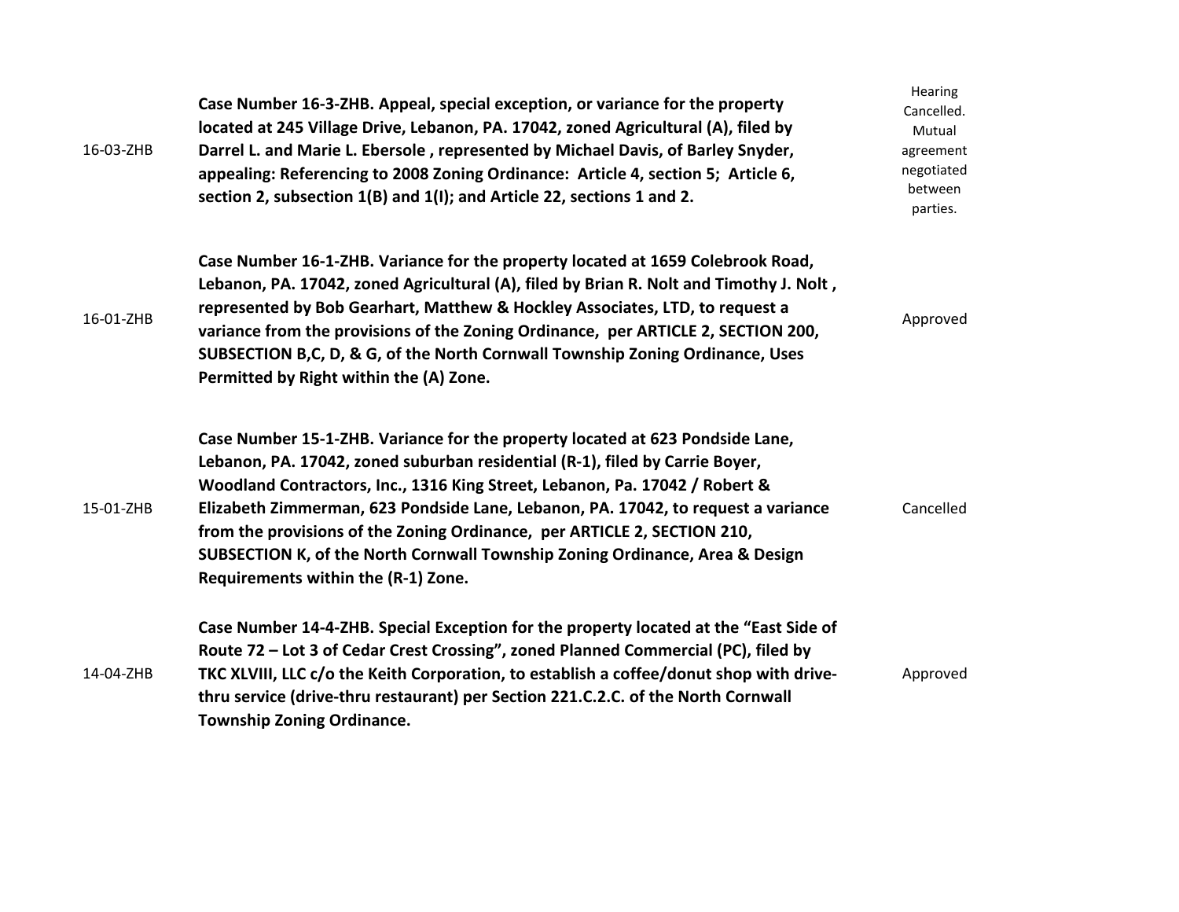| | | |
|---|---|---|
| 16-03-ZHB | **Case Number 16-3-ZHB. Appeal, special exception, or variance for the property located at 245 Village Drive, Lebanon, PA. 17042, zoned Agricultural (A), filed by Darrel L. and Marie L. Ebersole , represented by Michael Davis, of Barley Snyder, appealing: Referencing to 2008 Zoning Ordinance: Article 4, section 5; Article 6, section 2, subsection 1(B) and 1(I); and Article 22, sections 1 and 2.** | Hearing Cancelled. Mutual agreement negotiated between parties. |
| 16-01-ZHB | **Case Number 16-1-ZHB. Variance for the property located at 1659 Colebrook Road, Lebanon, PA. 17042, zoned Agricultural (A), filed by Brian R. Nolt and Timothy J. Nolt , represented by Bob Gearhart, Matthew & Hockley Associates, LTD, to request a variance from the provisions of the Zoning Ordinance, per ARTICLE 2, SECTION 200, SUBSECTION B,C, D, & G, of the North Cornwall Township Zoning Ordinance, Uses Permitted by Right within the (A) Zone.** | Approved |
| 15-01-ZHB | **Case Number 15-1-ZHB. Variance for the property located at 623 Pondside Lane, Lebanon, PA. 17042, zoned suburban residential (R-1), filed by Carrie Boyer, Woodland Contractors, Inc., 1316 King Street, Lebanon, Pa. 17042 / Robert & Elizabeth Zimmerman, 623 Pondside Lane, Lebanon, PA. 17042, to request a variance from the provisions of the Zoning Ordinance, per ARTICLE 2, SECTION 210, SUBSECTION K, of the North Cornwall Township Zoning Ordinance, Area & Design Requirements within the (R-1) Zone.** | Cancelled |
| 14-04-ZHB | **Case Number 14-4-ZHB. Special Exception for the property located at the "East Side of Route 72 – Lot 3 of Cedar Crest Crossing", zoned Planned Commercial (PC), filed by TKC XLVIII, LLC c/o the Keith Corporation, to establish a coffee/donut shop with drive-thru service (drive-thru restaurant) per Section 221.C.2.C. of the North Cornwall Township Zoning Ordinance.** | Approved |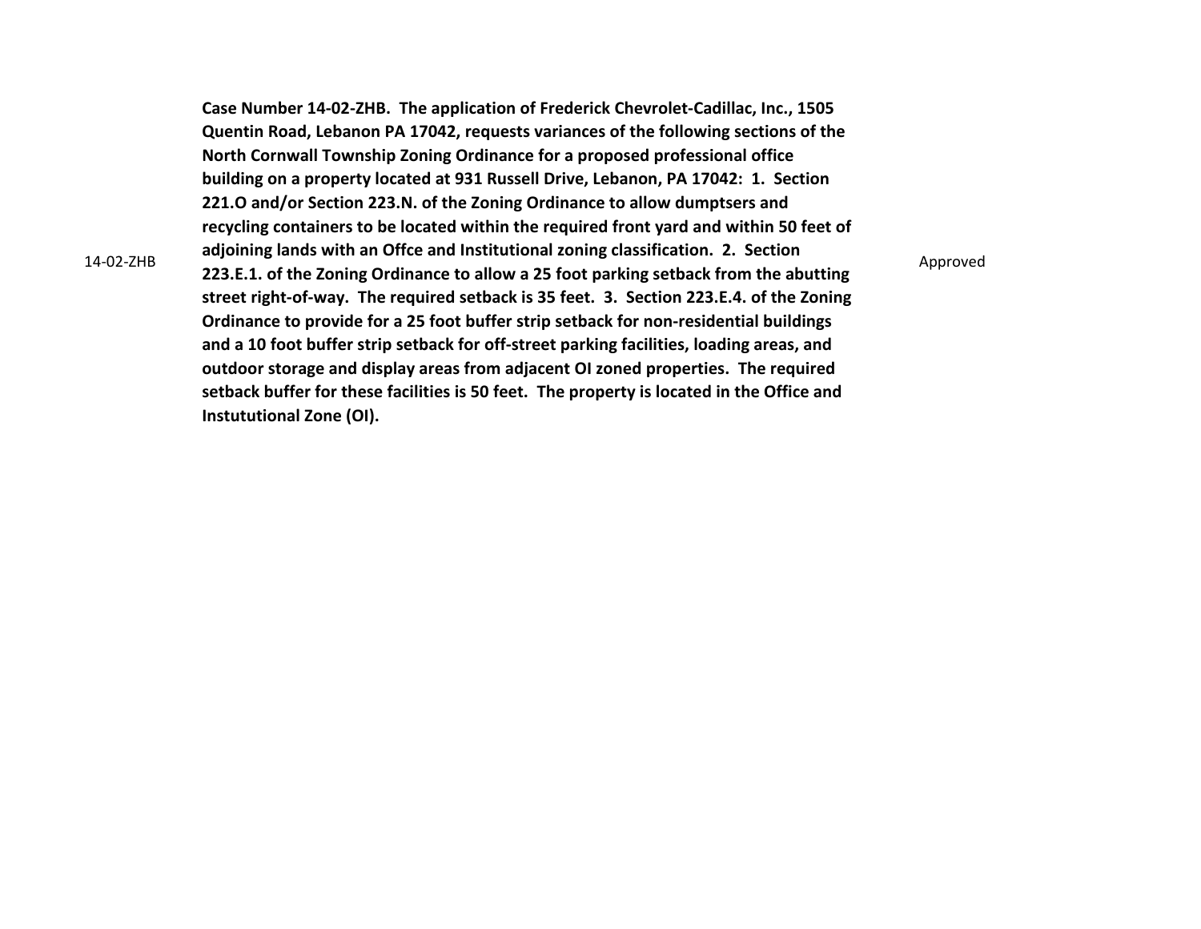| | | |
|---|---|---|
| 14-02-ZHB | **Case Number 14-02-ZHB. The application of Frederick Chevrolet-Cadillac, Inc., 1505 Quentin Road, Lebanon PA 17042, requests variances of the following sections of the North Cornwall Township Zoning Ordinance for a proposed professional office building on a property located at 931 Russell Drive, Lebanon, PA 17042: 1. Section 221.O and/or Section 223.N. of the Zoning Ordinance to allow dumptsers and recycling containers to be located within the required front yard and within 50 feet of adjoining lands with an Offce and Institutional zoning classification. 2. Section 223.E.1. of the Zoning Ordinance to allow a 25 foot parking setback from the abutting street right-of-way. The required setback is 35 feet. 3. Section 223.E.4. of the Zoning Ordinance to provide for a 25 foot buffer strip setback for non-residential buildings and a 10 foot buffer strip setback for off-street parking facilities, loading areas, and outdoor storage and display areas from adjacent OI zoned properties. The required setback buffer for these facilities is 50 feet. The property is located in the Office and Instutional Zone (OI).** | Approved |